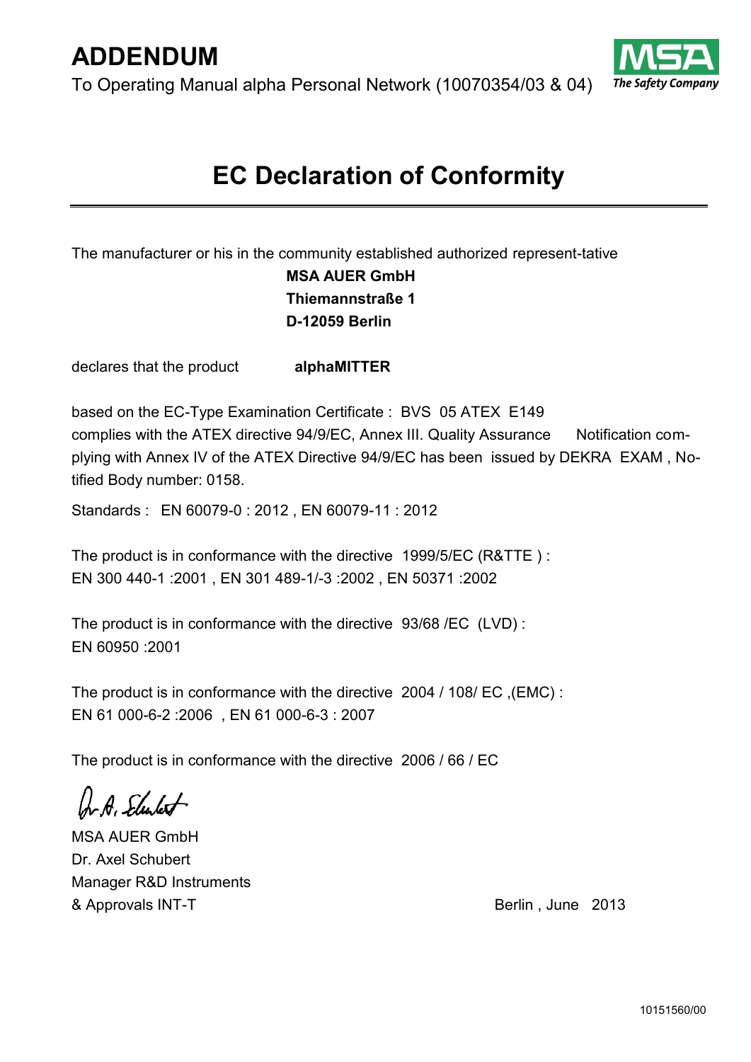# ADDENDUM

To Operating Manual alpha Personal Network (10070354/03 & 04)

## EC Declaration of Conformity

The manufacturer or his in the community established authorized represent-tative

**MSA AUER GmbH**
**Thiemannstraße 1**
**D-12059 Berlin**

declares that the product **alphaMITTER**

based on the EC-Type Examination Certificate : BVS 05 ATEX E149
complies with the ATEX directive 94/9/EC, Annex III. Quality Assurance Notification complying with Annex IV of the ATEX Directive 94/9/EC has been issued by DEKRA EXAM , Notified Body number: 0158.

Standards : EN 60079-0 : 2012 , EN 60079-11 : 2012

The product is in conformance with the directive 1999/5/EC (R&TTE ) :
EN 300 440-1 :2001 , EN 301 489-1/-3 :2002 , EN 50371 :2002

The product is in conformance with the directive 93/68 /EC (LVD) :
EN 60950 :2001

The product is in conformance with the directive 2004 / 108/ EC ,(EMC) :
EN 61 000-6-2 :2006 , EN 61 000-6-3 : 2007

The product is in conformance with the directive 2006 / 66 / EC

MSA AUER GmbH
Dr. Axel Schubert
Manager R&D Instruments
& Approvals INT-T

Berlin , June 2013

10151560/00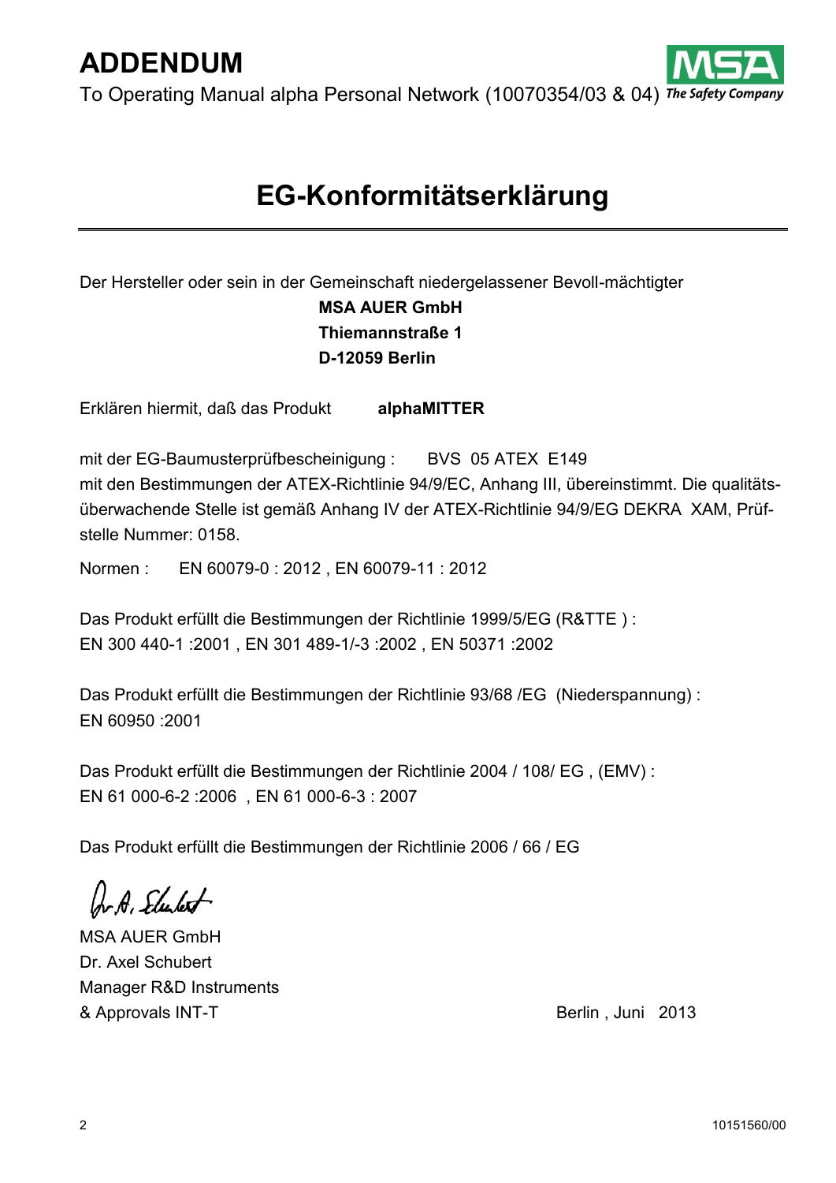# ADDENDUM

To Operating Manual alpha Personal Network (10070354/03 & 04)

## EG-Konformitätserklärung

Der Hersteller oder sein in der Gemeinschaft niedergelassener Bevoll-mächtigter

**MSA AUER GmbH**
**Thiemannstraße 1**
**D-12059 Berlin**

Erklären hiermit, daß das Produkt **alphaMITTER**

mit der EG-Baumusterprüfbescheinigung : BVS 05 ATEX E149
mit den Bestimmungen der ATEX-Richtlinie 94/9/EC, Anhang III, übereinstimmt. Die qualitätsüberwachende Stelle ist gemäß Anhang IV der ATEX-Richtlinie 94/9/EG DEKRA XAM, Prüfstelle Nummer: 0158.

Normen : EN 60079-0 : 2012 , EN 60079-11 : 2012

Das Produkt erfüllt die Bestimmungen der Richtlinie 1999/5/EG (R&TTE ) :
EN 300 440-1 :2001 , EN 301 489-1/-3 :2002 , EN 50371 :2002

Das Produkt erfüllt die Bestimmungen der Richtlinie 93/68 /EG (Niederspannung) :
EN 60950 :2001

Das Produkt erfüllt die Bestimmungen der Richtlinie 2004 / 108/ EG , (EMV) :
EN 61 000-6-2 :2006 , EN 61 000-6-3 : 2007

Das Produkt erfüllt die Bestimmungen der Richtlinie 2006 / 66 / EG

MSA AUER GmbH
Dr. Axel Schubert
Manager R&D Instruments
& Approvals INT-T

Berlin , Juni 2013

10151560/00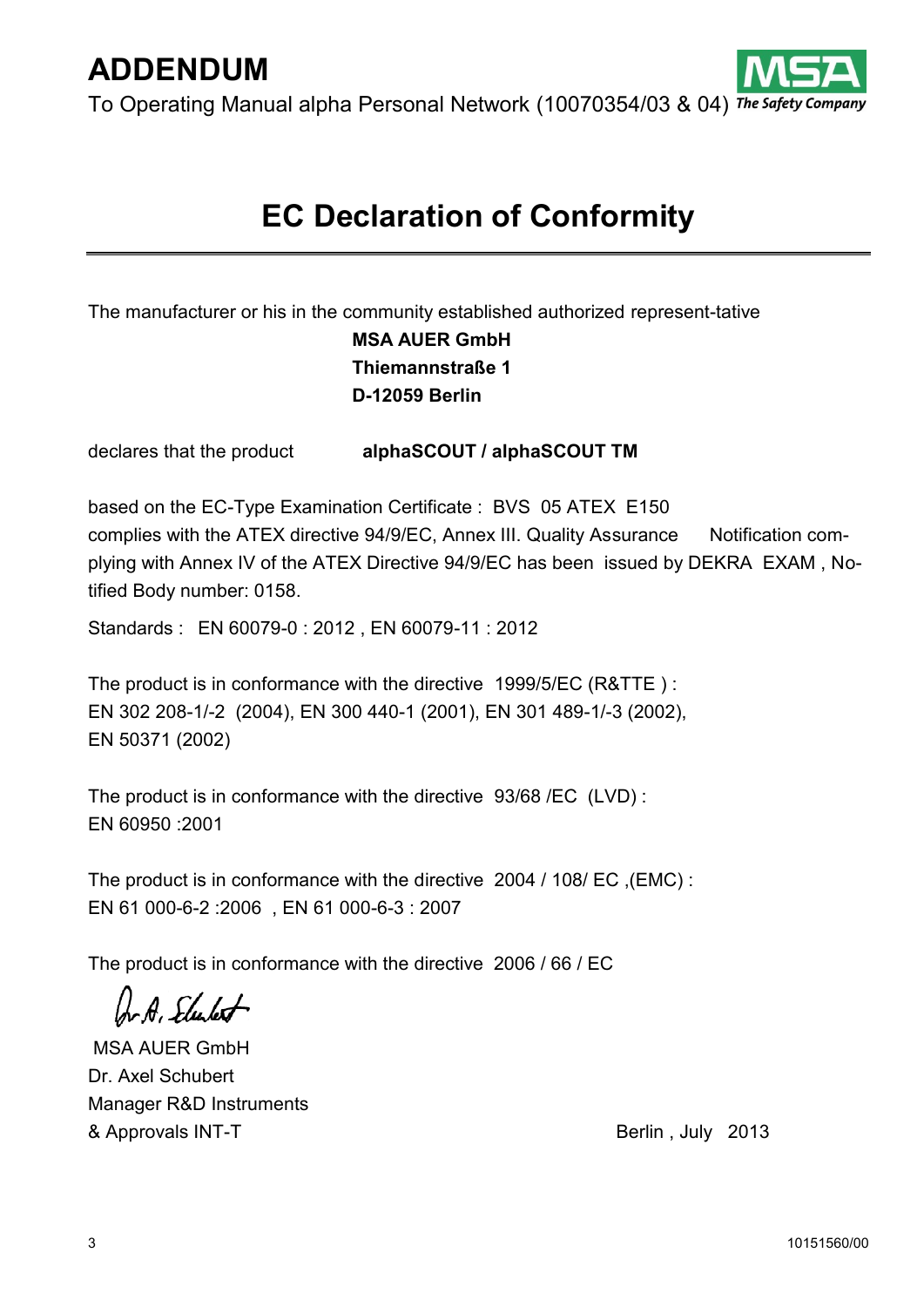# ADDENDUM

To Operating Manual alpha Personal Network (10070354/03 & 04)

## EC Declaration of Conformity

The manufacturer or his in the community established authorized represent-tative

**MSA AUER GmbH**
**Thiemannstraße 1**
**D-12059 Berlin**

declares that the product **alphaSCOUT / alphaSCOUT TM**

based on the EC-Type Examination Certificate : BVS 05 ATEX E150
complies with the ATEX directive 94/9/EC, Annex III. Quality Assurance Notification complying with Annex IV of the ATEX Directive 94/9/EC has been issued by DEKRA EXAM , Notified Body number: 0158.

Standards : EN 60079-0 : 2012 , EN 60079-11 : 2012

The product is in conformance with the directive 1999/5/EC (R&TTE ) :
EN 302 208-1/-2 (2004), EN 300 440-1 (2001), EN 301 489-1/-3 (2002),
EN 50371 (2002)

The product is in conformance with the directive 93/68 /EC (LVD) :
EN 60950 :2001

The product is in conformance with the directive 2004 / 108/ EC ,(EMC) :
EN 61 000-6-2 :2006 , EN 61 000-6-3 : 2007

The product is in conformance with the directive 2006 / 66 / EC

MSA AUER GmbH
Dr. Axel Schubert
Manager R&D Instruments
& Approvals INT-T

Berlin , July 2013

10151560/00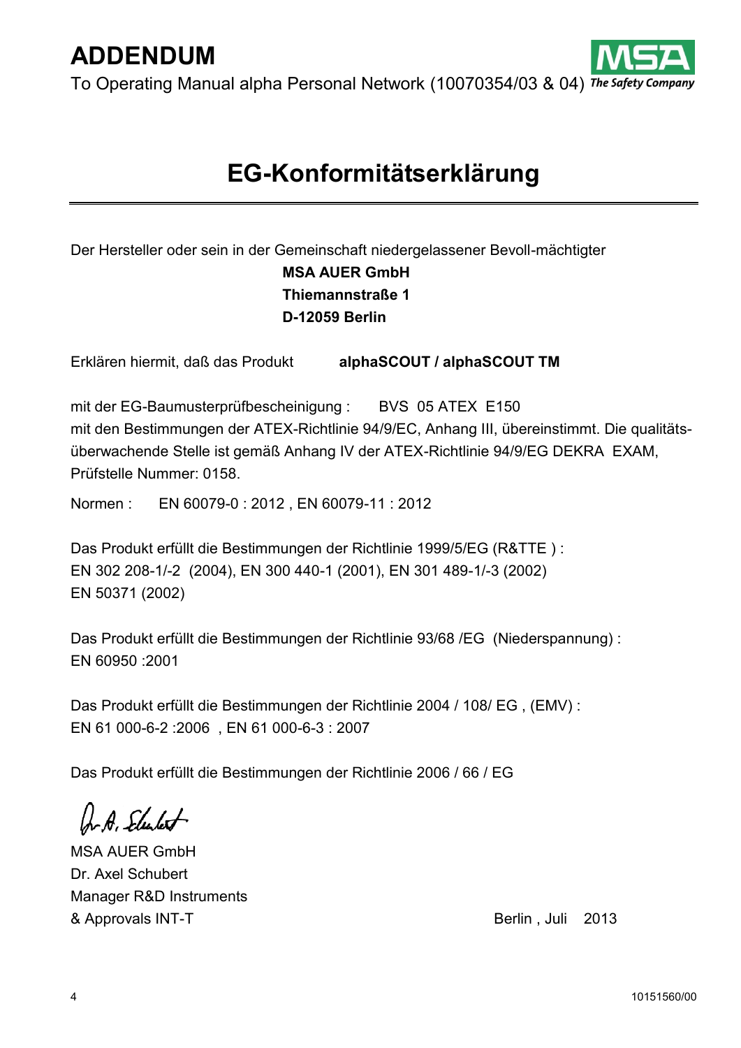# ADDENDUM

To Operating Manual alpha Personal Network (10070354/03 & 04)

## EG-Konformitätserklärung

Der Hersteller oder sein in der Gemeinschaft niedergelassener Bevoll-mächtigter

**MSA AUER GmbH**
**Thiemannstraße 1**
**D-12059 Berlin**

Erklären hiermit, daß das Produkt **alphaSCOUT / alphaSCOUT TM**

mit der EG-Baumusterprüfbescheinigung : BVS 05 ATEX E150
mit den Bestimmungen der ATEX-Richtlinie 94/9/EC, Anhang III, übereinstimmt. Die qualitätsüberwachende Stelle ist gemäß Anhang IV der ATEX-Richtlinie 94/9/EG DEKRA EXAM, Prüfstelle Nummer: 0158.

Normen : EN 60079-0 : 2012 , EN 60079-11 : 2012

Das Produkt erfüllt die Bestimmungen der Richtlinie 1999/5/EG (R&TTE ) :
EN 302 208-1/-2 (2004), EN 300 440-1 (2001), EN 301 489-1/-3 (2002)
EN 50371 (2002)

Das Produkt erfüllt die Bestimmungen der Richtlinie 93/68 /EG (Niederspannung) :
EN 60950 :2001

Das Produkt erfüllt die Bestimmungen der Richtlinie 2004 / 108/ EG , (EMV) :
EN 61 000-6-2 :2006 , EN 61 000-6-3 : 2007

Das Produkt erfüllt die Bestimmungen der Richtlinie 2006 / 66 / EG

MSA AUER GmbH
Dr. Axel Schubert
Manager R&D Instruments
& Approvals INT-T

Berlin , Juli 2013

10151560/00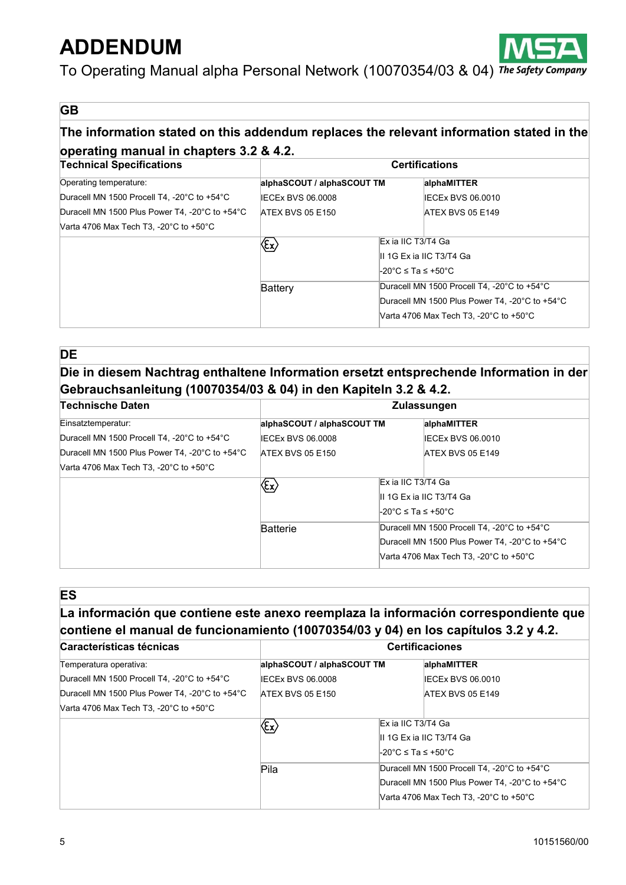# ADDENDUM

To Operating Manual alpha Personal Network (10070354/03 & 04)

## GB

**The information stated on this addendum replaces the relevant information stated in the operating manual in chapters 3.2 & 4.2.**

| **Technical Specifications** | **Certifications** | |
|---|---|---|
| Operating temperature:<br>Duracell MN 1500 Procell T4, -20°C to +54°C<br>Duracell MN 1500 Plus Power T4, -20°C to +54°C<br>Varta 4706 Max Tech T3, -20°C to +50°C | **alphaSCOUT / alphaSCOUT TM**<br>IECEx BVS 06.0008<br>ATEX BVS 05 E150 | **alphaMITTER**<br>IECEx BVS 06.0010<br>ATEX BVS 05 E149 |
| | ⟨Ex⟩ | Ex ia IIC T3/T4 Ga<br>II 1G Ex ia IIC T3/T4 Ga<br>-20°C ≤ Ta ≤ +50°C |
| | Battery | Duracell MN 1500 Procell T4, -20°C to +54°C<br>Duracell MN 1500 Plus Power T4, -20°C to +54°C<br>Varta 4706 Max Tech T3, -20°C to +50°C |

## DE

**Die in diesem Nachtrag enthaltene Information ersetzt entsprechende Information in der Gebrauchsanleitung (10070354/03 & 04) in den Kapiteln 3.2 & 4.2.**

| **Technische Daten** | **Zulassungen** | |
|---|---|---|
| Einsatztemperatur:<br>Duracell MN 1500 Procell T4, -20°C to +54°C<br>Duracell MN 1500 Plus Power T4, -20°C to +54°C<br>Varta 4706 Max Tech T3, -20°C to +50°C | **alphaSCOUT / alphaSCOUT TM**<br>IECEx BVS 06.0008<br>ATEX BVS 05 E150 | **alphaMITTER**<br>IECEx BVS 06.0010<br>ATEX BVS 05 E149 |
| | ⟨Ex⟩ | Ex ia IIC T3/T4 Ga<br>II 1G Ex ia IIC T3/T4 Ga<br>-20°C ≤ Ta ≤ +50°C |
| | Batterie | Duracell MN 1500 Procell T4, -20°C to +54°C<br>Duracell MN 1500 Plus Power T4, -20°C to +54°C<br>Varta 4706 Max Tech T3, -20°C to +50°C |

## ES

**La información que contiene este anexo reemplaza la información correspondiente que contiene el manual de funcionamiento (10070354/03 y 04) en los capítulos 3.2 y 4.2.**

| **Características técnicas** | **Certificaciones** | |
|---|---|---|
| Temperatura operativa:<br>Duracell MN 1500 Procell T4, -20°C to +54°C<br>Duracell MN 1500 Plus Power T4, -20°C to +54°C<br>Varta 4706 Max Tech T3, -20°C to +50°C | **alphaSCOUT / alphaSCOUT TM**<br>IECEx BVS 06.0008<br>ATEX BVS 05 E150 | **alphaMITTER**<br>IECEx BVS 06.0010<br>ATEX BVS 05 E149 |
| | ⟨Ex⟩ | Ex ia IIC T3/T4 Ga<br>II 1G Ex ia IIC T3/T4 Ga<br>-20°C ≤ Ta ≤ +50°C |
| | Pila | Duracell MN 1500 Procell T4, -20°C to +54°C<br>Duracell MN 1500 Plus Power T4, -20°C to +54°C<br>Varta 4706 Max Tech T3, -20°C to +50°C |

10151560/00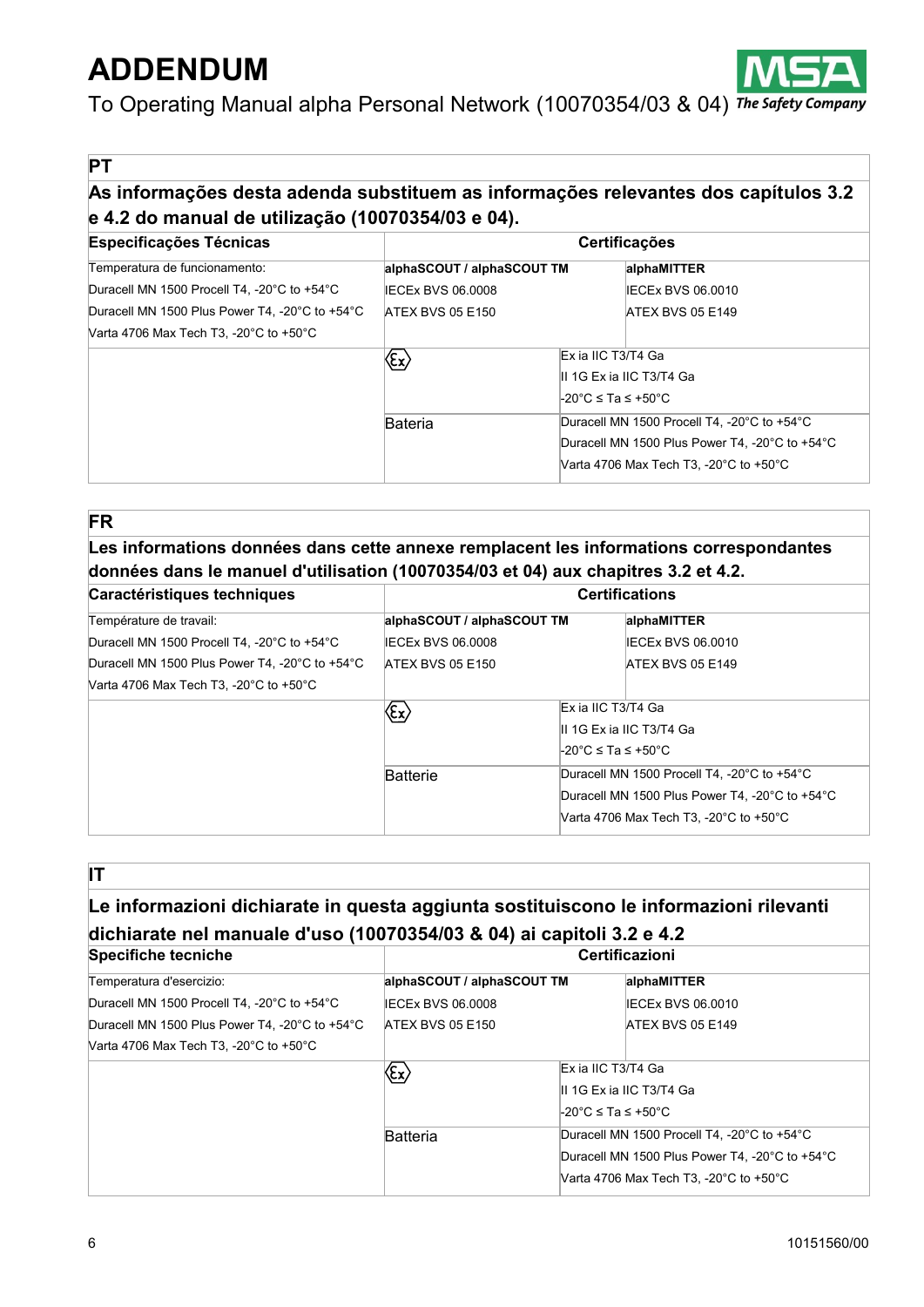# ADDENDUM

To Operating Manual alpha Personal Network (10070354/03 & 04)

## PT

### As informações desta adenda substituem as informações relevantes dos capítulos 3.2 e 4.2 do manual de utilização (10070354/03 e 04).

| Especificações Técnicas | Certificações | | |
|---|---|---|---|
| Temperatura de funcionamento:<br>Duracell MN 1500 Procell T4, -20°C to +54°C<br>Duracell MN 1500 Plus Power T4, -20°C to +54°C<br>Varta 4706 Max Tech T3, -20°C to +50°C | **alphaSCOUT / alphaSCOUT TM**<br>IECEx BVS 06.0008<br>ATEX BVS 05 E150 | | **alphaMITTER**<br>IECEx BVS 06.0010<br>ATEX BVS 05 E149 |
| | ⟨Ex⟩ | Ex ia IIC T3/T4 Ga<br>II 1G Ex ia IIC T3/T4 Ga<br>-20°C ≤ Ta ≤ +50°C | |
| | Bateria | Duracell MN 1500 Procell T4, -20°C to +54°C<br>Duracell MN 1500 Plus Power T4, -20°C to +54°C<br>Varta 4706 Max Tech T3, -20°C to +50°C | |

## FR

### Les informations données dans cette annexe remplacent les informations correspondantes données dans le manuel d'utilisation (10070354/03 et 04) aux chapitres 3.2 et 4.2.

| Caractéristiques techniques | Certifications | | |
|---|---|---|---|
| Température de travail:<br>Duracell MN 1500 Procell T4, -20°C to +54°C<br>Duracell MN 1500 Plus Power T4, -20°C to +54°C<br>Varta 4706 Max Tech T3, -20°C to +50°C | **alphaSCOUT / alphaSCOUT TM**<br>IECEx BVS 06.0008<br>ATEX BVS 05 E150 | | **alphaMITTER**<br>IECEx BVS 06.0010<br>ATEX BVS 05 E149 |
| | ⟨Ex⟩ | Ex ia IIC T3/T4 Ga<br>II 1G Ex ia IIC T3/T4 Ga<br>-20°C ≤ Ta ≤ +50°C | |
| | Batterie | Duracell MN 1500 Procell T4, -20°C to +54°C<br>Duracell MN 1500 Plus Power T4, -20°C to +54°C<br>Varta 4706 Max Tech T3, -20°C to +50°C | |

## IT

### Le informazioni dichiarate in questa aggiunta sostituiscono le informazioni rilevanti dichiarate nel manuale d'uso (10070354/03 & 04) ai capitoli 3.2 e 4.2

| Specifiche tecniche | Certificazioni | | |
|---|---|---|---|
| Temperatura d'esercizio:<br>Duracell MN 1500 Procell T4, -20°C to +54°C<br>Duracell MN 1500 Plus Power T4, -20°C to +54°C<br>Varta 4706 Max Tech T3, -20°C to +50°C | **alphaSCOUT / alphaSCOUT TM**<br>IECEx BVS 06.0008<br>ATEX BVS 05 E150 | | **alphaMITTER**<br>IECEx BVS 06.0010<br>ATEX BVS 05 E149 |
| | ⟨Ex⟩ | Ex ia IIC T3/T4 Ga<br>II 1G Ex ia IIC T3/T4 Ga<br>-20°C ≤ Ta ≤ +50°C | |
| | Batteria | Duracell MN 1500 Procell T4, -20°C to +54°C<br>Duracell MN 1500 Plus Power T4, -20°C to +54°C<br>Varta 4706 Max Tech T3, -20°C to +50°C | |

10151560/00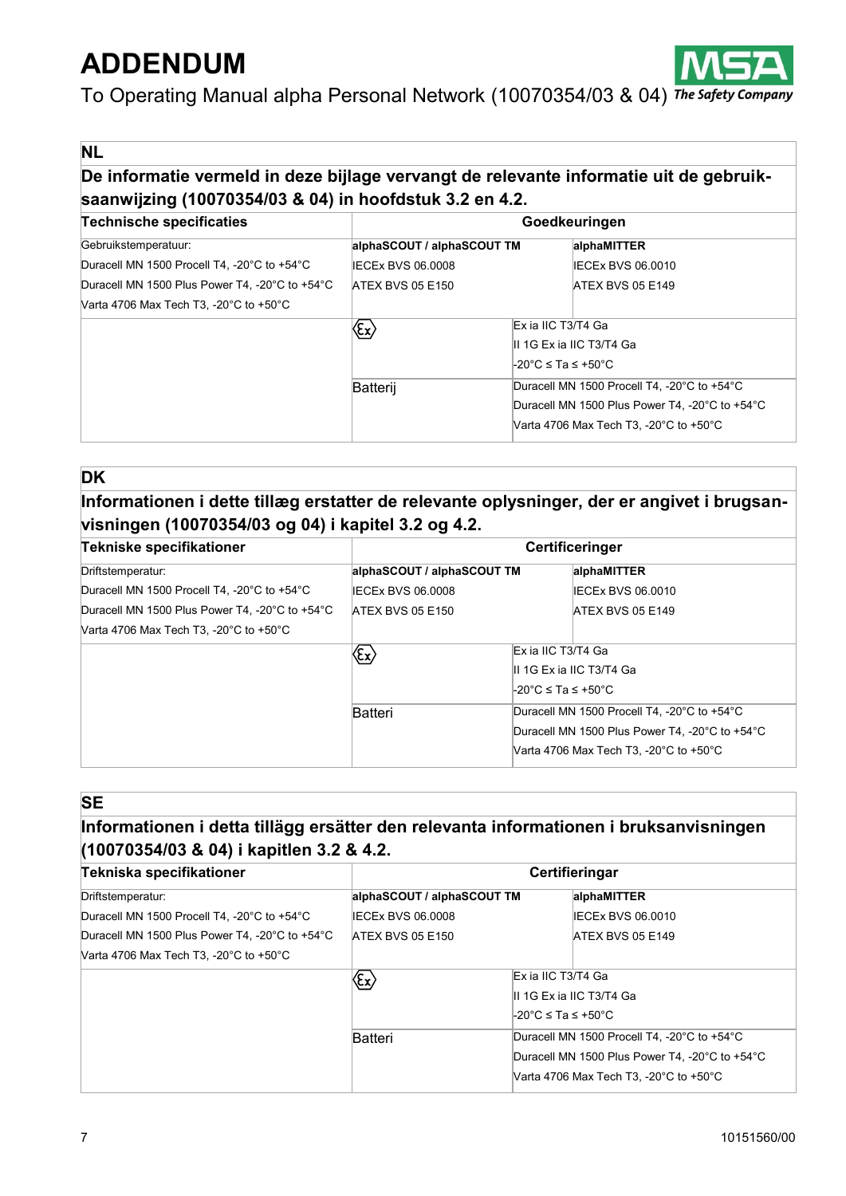# ADDENDUM

To Operating Manual alpha Personal Network (10070354/03 & 04)

## NL

**De informatie vermeld in deze bijlage vervangt de relevante informatie uit de gebruiksaanwijzing (10070354/03 & 04) in hoofdstuk 3.2 en 4.2.**

| Technische specificaties | Goedkeuringen | | |
|---|---|---|---|
| Gebruikstemperatuur:<br>Duracell MN 1500 Procell T4, -20°C to +54°C<br>Duracell MN 1500 Plus Power T4, -20°C to +54°C<br>Varta 4706 Max Tech T3, -20°C to +50°C | **alphaSCOUT / alphaSCOUT TM**<br>IECEx BVS 06.0008<br>ATEX BVS 05 E150 | | **alphaMITTER**<br>IECEx BVS 06.0010<br>ATEX BVS 05 E149 |
| | Ex | Ex ia IIC T3/T4 Ga<br>II 1G Ex ia IIC T3/T4 Ga<br>-20°C ≤ Ta ≤ +50°C | |
| | Batterij | Duracell MN 1500 Procell T4, -20°C to +54°C<br>Duracell MN 1500 Plus Power T4, -20°C to +54°C<br>Varta 4706 Max Tech T3, -20°C to +50°C | |

## DK

**Informationen i dette tillæg erstatter de relevante oplysninger, der er angivet i brugsanvisningen (10070354/03 og 04) i kapitel 3.2 og 4.2.**

| Tekniske specifikationer | Certificeringer | | |
|---|---|---|---|
| Driftstemperatur:<br>Duracell MN 1500 Procell T4, -20°C to +54°C<br>Duracell MN 1500 Plus Power T4, -20°C to +54°C<br>Varta 4706 Max Tech T3, -20°C to +50°C | **alphaSCOUT / alphaSCOUT TM**<br>IECEx BVS 06.0008<br>ATEX BVS 05 E150 | | **alphaMITTER**<br>IECEx BVS 06.0010<br>ATEX BVS 05 E149 |
| | Ex | Ex ia IIC T3/T4 Ga<br>II 1G Ex ia IIC T3/T4 Ga<br>-20°C ≤ Ta ≤ +50°C | |
| | Batteri | Duracell MN 1500 Procell T4, -20°C to +54°C<br>Duracell MN 1500 Plus Power T4, -20°C to +54°C<br>Varta 4706 Max Tech T3, -20°C to +50°C | |

## SE

**Informationen i detta tillägg ersätter den relevanta informationen i bruksanvisningen (10070354/03 & 04) i kapitlen 3.2 & 4.2.**

| Tekniska specifikationer | Certifieringar | | |
|---|---|---|---|
| Driftstemperatur:<br>Duracell MN 1500 Procell T4, -20°C to +54°C<br>Duracell MN 1500 Plus Power T4, -20°C to +54°C<br>Varta 4706 Max Tech T3, -20°C to +50°C | **alphaSCOUT / alphaSCOUT TM**<br>IECEx BVS 06.0008<br>ATEX BVS 05 E150 | | **alphaMITTER**<br>IECEx BVS 06.0010<br>ATEX BVS 05 E149 |
| | Ex | Ex ia IIC T3/T4 Ga<br>II 1G Ex ia IIC T3/T4 Ga<br>-20°C ≤ Ta ≤ +50°C | |
| | Batteri | Duracell MN 1500 Procell T4, -20°C to +54°C<br>Duracell MN 1500 Plus Power T4, -20°C to +54°C<br>Varta 4706 Max Tech T3, -20°C to +50°C | |

10151560/00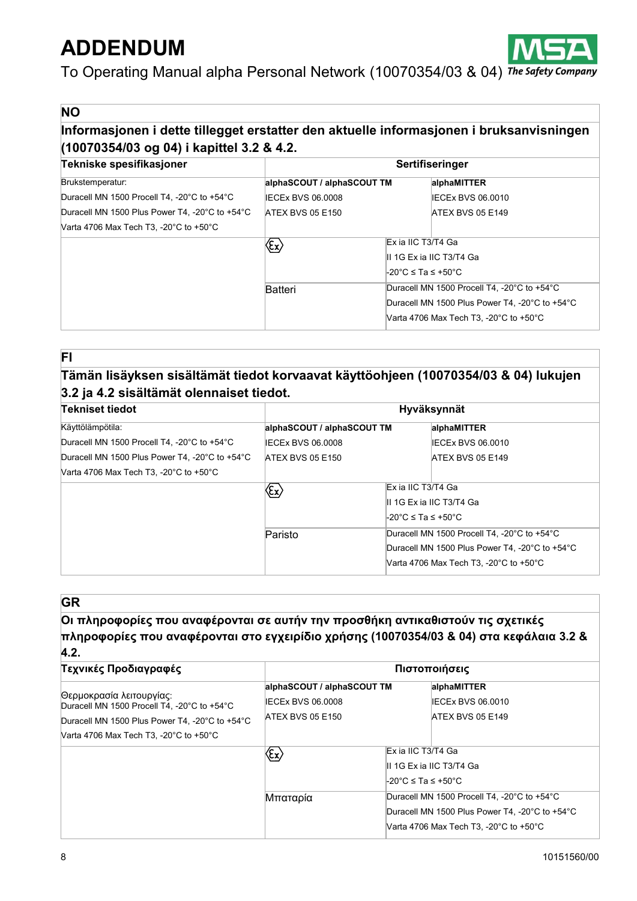# ADDENDUM

To Operating Manual alpha Personal Network (10070354/03 & 04)

## NO

### Informasjonen i dette tillegget erstatter den aktuelle informasjonen i bruksanvisningen (10070354/03 og 04) i kapittel 3.2 & 4.2.

| Tekniske spesifikasjoner | Sertifiseringer | | |
|---|---|---|---|
| Brukstemperatur:<br>Duracell MN 1500 Procell T4, -20°C to +54°C<br>Duracell MN 1500 Plus Power T4, -20°C to +54°C<br>Varta 4706 Max Tech T3, -20°C to +50°C | **alphaSCOUT / alphaSCOUT TM**<br>IECEx BVS 06.0008<br>ATEX BVS 05 E150 | | **alphaMITTER**<br>IECEx BVS 06.0010<br>ATEX BVS 05 E149 |
| | Ex | Ex ia IIC T3/T4 Ga<br>II 1G Ex ia IIC T3/T4 Ga<br>-20°C ≤ Ta ≤ +50°C | |
| | Batteri | Duracell MN 1500 Procell T4, -20°C to +54°C<br>Duracell MN 1500 Plus Power T4, -20°C to +54°C<br>Varta 4706 Max Tech T3, -20°C to +50°C | |

## FI

### Tämän lisäyksen sisältämät tiedot korvaavat käyttöohjeen (10070354/03 & 04) lukujen 3.2 ja 4.2 sisältämät olennaiset tiedot.

| Tekniset tiedot | Hyväksynnät | | |
|---|---|---|---|
| Käyttölämpötila:<br>Duracell MN 1500 Procell T4, -20°C to +54°C<br>Duracell MN 1500 Plus Power T4, -20°C to +54°C<br>Varta 4706 Max Tech T3, -20°C to +50°C | **alphaSCOUT / alphaSCOUT TM**<br>IECEx BVS 06.0008<br>ATEX BVS 05 E150 | | **alphaMITTER**<br>IECEx BVS 06.0010<br>ATEX BVS 05 E149 |
| | Ex | Ex ia IIC T3/T4 Ga<br>II 1G Ex ia IIC T3/T4 Ga<br>-20°C ≤ Ta ≤ +50°C | |
| | Paristo | Duracell MN 1500 Procell T4, -20°C to +54°C<br>Duracell MN 1500 Plus Power T4, -20°C to +54°C<br>Varta 4706 Max Tech T3, -20°C to +50°C | |

## GR

### Οι πληροφορίες που αναφέρονται σε αυτήν την προσθήκη αντικαθιστούν τις σχετικές πληροφορίες που αναφέρονται στο εγχειρίδιο χρήσης (10070354/03 & 04) στα κεφάλαια 3.2 & 4.2.

| Τεχνικές Προδιαγραφές | Πιστοποιήσεις | | |
|---|---|---|---|
| Θερμοκρασία λειτουργίας:<br>Duracell MN 1500 Procell T4, -20°C to +54°C<br>Duracell MN 1500 Plus Power T4, -20°C to +54°C<br>Varta 4706 Max Tech T3, -20°C to +50°C | **alphaSCOUT / alphaSCOUT TM**<br>IECEx BVS 06.0008<br>ATEX BVS 05 E150 | | **alphaMITTER**<br>IECEx BVS 06.0010<br>ATEX BVS 05 E149 |
| | Ex | Ex ia IIC T3/T4 Ga<br>II 1G Ex ia IIC T3/T4 Ga<br>-20°C ≤ Ta ≤ +50°C | |
| | Μπαταρία | Duracell MN 1500 Procell T4, -20°C to +54°C<br>Duracell MN 1500 Plus Power T4, -20°C to +54°C<br>Varta 4706 Max Tech T3, -20°C to +50°C | |

10151560/00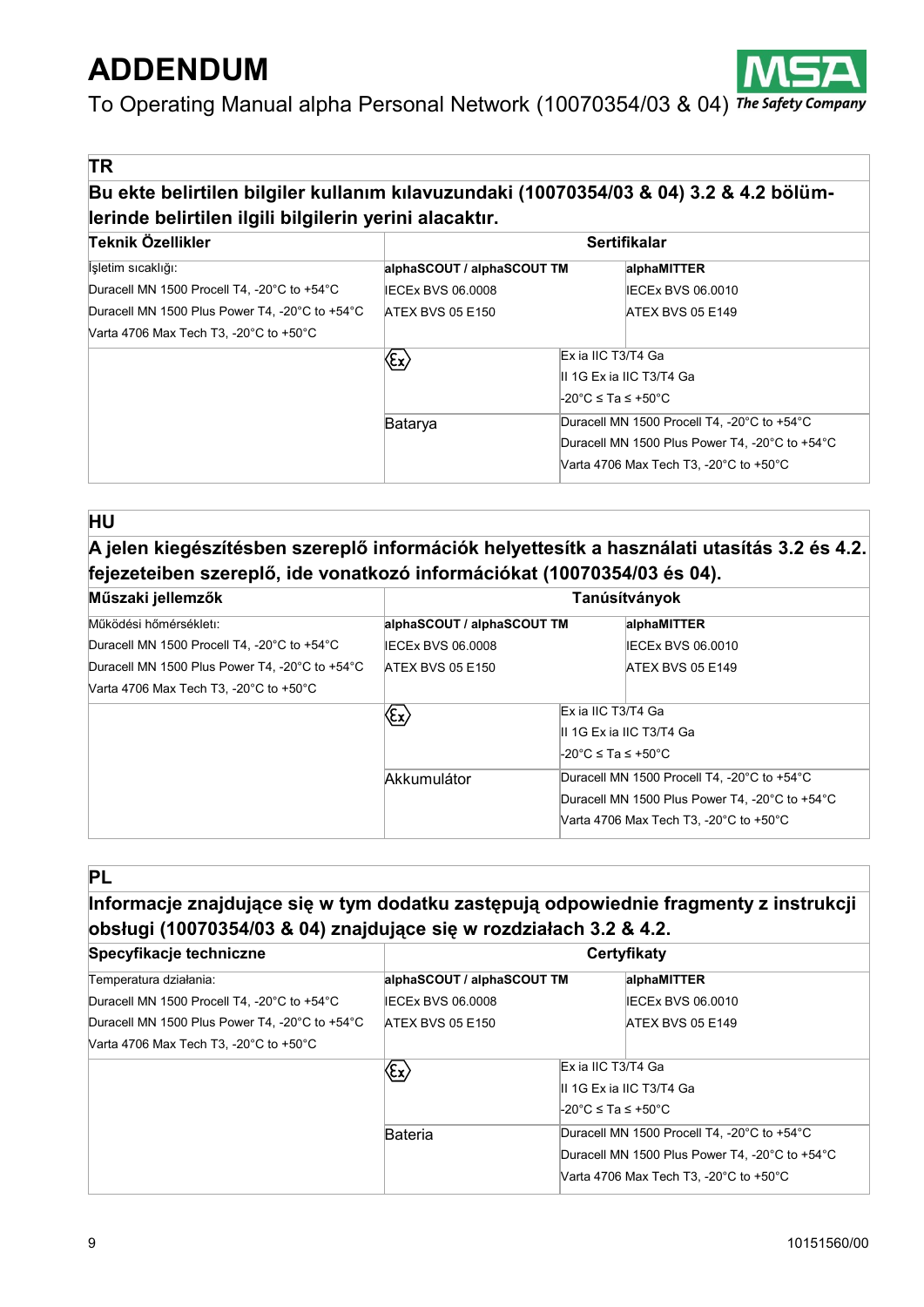# ADDENDUM

To Operating Manual alpha Personal Network (10070354/03 & 04)

## TR

### Bu ekte belirtilen bilgiler kullanım kılavuzundaki (10070354/03 & 04) 3.2 & 4.2 bölümlerinde belirtilen ilgili bilgilerin yerini alacaktır.

| Teknik Özellikler | Sertifikalar | | |
|---|---|---|---|
| İşletim sıcaklığı:<br>Duracell MN 1500 Procell T4, -20°C to +54°C<br>Duracell MN 1500 Plus Power T4, -20°C to +54°C<br>Varta 4706 Max Tech T3, -20°C to +50°C | **alphaSCOUT / alphaSCOUT TM**<br>IECEx BVS 06.0008<br>ATEX BVS 05 E150 | | **alphaMITTER**<br>IECEx BVS 06.0010<br>ATEX BVS 05 E149 |
| | Ex | Ex ia IIC T3/T4 Ga<br>II 1G Ex ia IIC T3/T4 Ga<br>-20°C ≤ Ta ≤ +50°C | |
| | Batarya | Duracell MN 1500 Procell T4, -20°C to +54°C<br>Duracell MN 1500 Plus Power T4, -20°C to +54°C<br>Varta 4706 Max Tech T3, -20°C to +50°C | |

## HU

### A jelen kiegészítésben szereplő információk helyettesítk a használati utasítás 3.2 és 4.2. fejezeteiben szereplő, ide vonatkozó információkat (10070354/03 és 04).

| Műszaki jellemzők | Tanúsítványok | | |
|---|---|---|---|
| Működési hőmérséklet:<br>Duracell MN 1500 Procell T4, -20°C to +54°C<br>Duracell MN 1500 Plus Power T4, -20°C to +54°C<br>Varta 4706 Max Tech T3, -20°C to +50°C | **alphaSCOUT / alphaSCOUT TM**<br>IECEx BVS 06.0008<br>ATEX BVS 05 E150 | | **alphaMITTER**<br>IECEx BVS 06.0010<br>ATEX BVS 05 E149 |
| | Ex | Ex ia IIC T3/T4 Ga<br>II 1G Ex ia IIC T3/T4 Ga<br>-20°C ≤ Ta ≤ +50°C | |
| | Akkumulátor | Duracell MN 1500 Procell T4, -20°C to +54°C<br>Duracell MN 1500 Plus Power T4, -20°C to +54°C<br>Varta 4706 Max Tech T3, -20°C to +50°C | |

## PL

### Informacje znajdujące się w tym dodatku zastępują odpowiednie fragmenty z instrukcji obsługi (10070354/03 & 04) znajdujące się w rozdziałach 3.2 & 4.2.

| Specyfikacje techniczne | Certyfikaty | | |
|---|---|---|---|
| Temperatura działania:<br>Duracell MN 1500 Procell T4, -20°C to +54°C<br>Duracell MN 1500 Plus Power T4, -20°C to +54°C<br>Varta 4706 Max Tech T3, -20°C to +50°C | **alphaSCOUT / alphaSCOUT TM**<br>IECEx BVS 06.0008<br>ATEX BVS 05 E150 | | **alphaMITTER**<br>IECEx BVS 06.0010<br>ATEX BVS 05 E149 |
| | Ex | Ex ia IIC T3/T4 Ga<br>II 1G Ex ia IIC T3/T4 Ga<br>-20°C ≤ Ta ≤ +50°C | |
| | Bateria | Duracell MN 1500 Procell T4, -20°C to +54°C<br>Duracell MN 1500 Plus Power T4, -20°C to +54°C<br>Varta 4706 Max Tech T3, -20°C to +50°C | |

10151560/00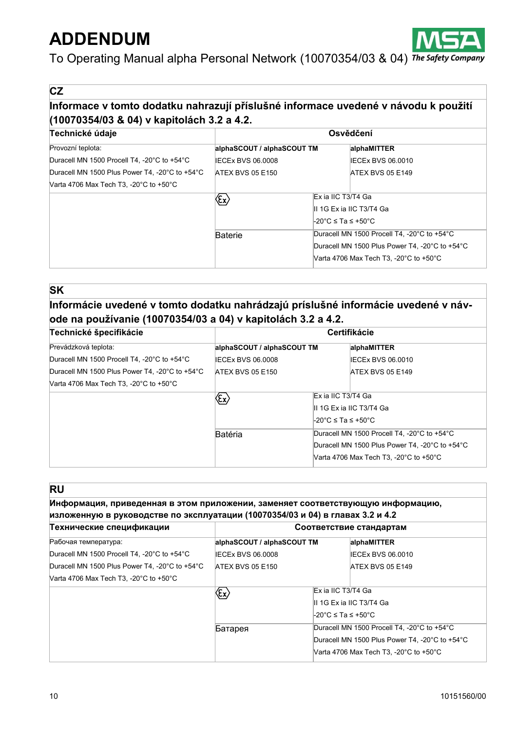# ADDENDUM

To Operating Manual alpha Personal Network (10070354/03 & 04)

## CZ

### Informace v tomto dodatku nahrazují příslušné informace uvedené v návodu k použití (10070354/03 & 04) v kapitolách 3.2 a 4.2.

| Technické údaje | Osvědčení | | |
|---|---|---|---|
| Provozní teplota:<br>Duracell MN 1500 Procell T4, -20°C to +54°C<br>Duracell MN 1500 Plus Power T4, -20°C to +54°C<br>Varta 4706 Max Tech T3, -20°C to +50°C | **alphaSCOUT / alphaSCOUT TM**<br>IECEx BVS 06.0008<br>ATEX BVS 05 E150 | | **alphaMITTER**<br>IECEx BVS 06.0010<br>ATEX BVS 05 E149 |
| | Ⓔx | Ex ia IIC T3/T4 Ga<br>II 1G Ex ia IIC T3/T4 Ga<br>-20°C ≤ Ta ≤ +50°C | |
| | Baterie | Duracell MN 1500 Procell T4, -20°C to +54°C<br>Duracell MN 1500 Plus Power T4, -20°C to +54°C<br>Varta 4706 Max Tech T3, -20°C to +50°C | |

## SK

### Informácie uvedené v tomto dodatku nahrádzajú príslušné informácie uvedené v návode na používanie (10070354/03 a 04) v kapitolách 3.2 a 4.2.

| Technické špecifikácie | Certifikácie | | |
|---|---|---|---|
| Prevádzková teplota:<br>Duracell MN 1500 Procell T4, -20°C to +54°C<br>Duracell MN 1500 Plus Power T4, -20°C to +54°C<br>Varta 4706 Max Tech T3, -20°C to +50°C | **alphaSCOUT / alphaSCOUT TM**<br>IECEx BVS 06.0008<br>ATEX BVS 05 E150 | | **alphaMITTER**<br>IECEx BVS 06.0010<br>ATEX BVS 05 E149 |
| | Ⓔx | Ex ia IIC T3/T4 Ga<br>II 1G Ex ia IIC T3/T4 Ga<br>-20°C ≤ Ta ≤ +50°C | |
| | Batéria | Duracell MN 1500 Procell T4, -20°C to +54°C<br>Duracell MN 1500 Plus Power T4, -20°C to +54°C<br>Varta 4706 Max Tech T3, -20°C to +50°C | |

## RU

### Информация, приведенная в этом приложении, заменяет соответствующую информацию, изложенную в руководстве по эксплуатации (10070354/03 и 04) в главах 3.2 и 4.2

| Технические спецификации | Соответствие стандартам | | |
|---|---|---|---|
| Рабочая температура:<br>Duracell MN 1500 Procell T4, -20°C to +54°C<br>Duracell MN 1500 Plus Power T4, -20°C to +54°C<br>Varta 4706 Max Tech T3, -20°C to +50°C | **alphaSCOUT / alphaSCOUT TM**<br>IECEx BVS 06.0008<br>ATEX BVS 05 E150 | | **alphaMITTER**<br>IECEx BVS 06.0010<br>ATEX BVS 05 E149 |
| | Ⓔx | Ex ia IIC T3/T4 Ga<br>II 1G Ex ia IIC T3/T4 Ga<br>-20°C ≤ Ta ≤ +50°C | |
| | Батарея | Duracell MN 1500 Procell T4, -20°C to +54°C<br>Duracell MN 1500 Plus Power T4, -20°C to +54°C<br>Varta 4706 Max Tech T3, -20°C to +50°C | |

10151560/00